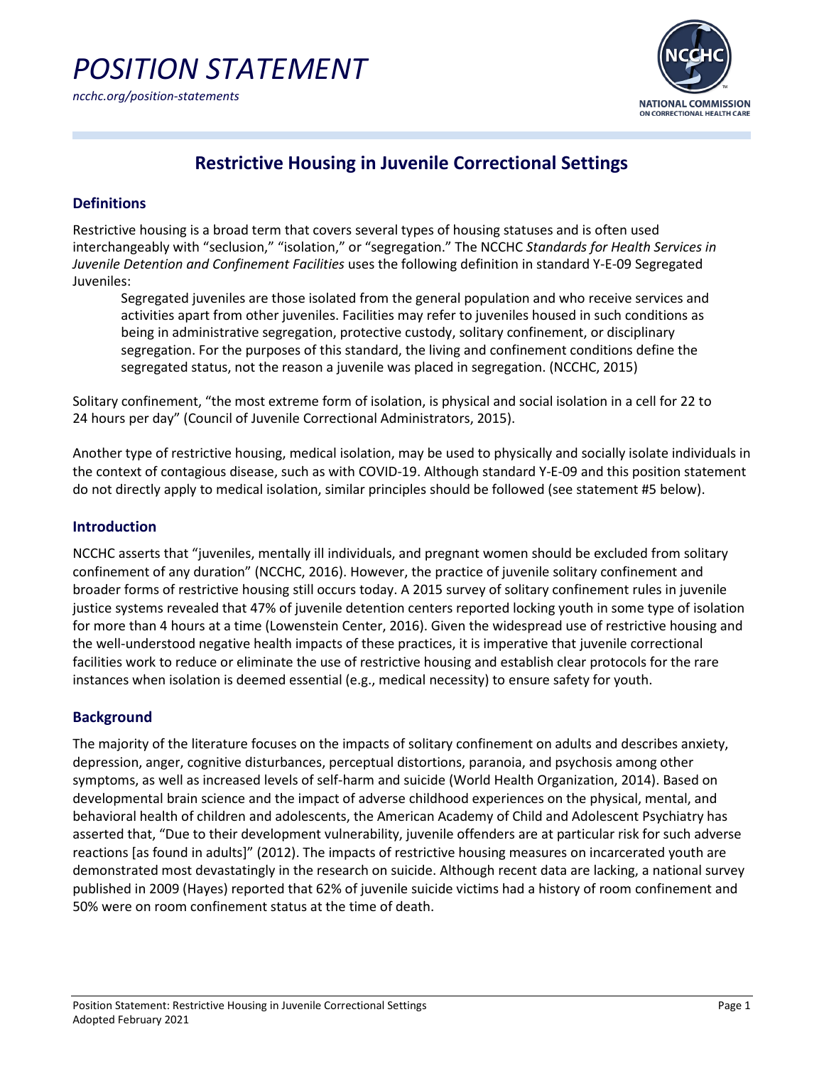# POSITION STATEMENT

*ncchc.org/position-statements*

## Restrictive Housing in Juvenile Correctional Settings

### Definitions

Restrictive housing is a broad term that covers several types of housing statuses and is often used interchangeably with "seclusion," "isolation," or "segregation." The NCCHC *Standards for Health Services in Juvenile Detention and Confinement Facilities* uses the following definition in standard Y-E-09 Segregated Juveniles:

> Segregated juveniles are those isolated from the general population and who receive services and activities apart from other juveniles. Facilities may refer to juveniles housed in such conditions as being in administrative segregation, protective custody, solitary confinement, or disciplinary segregation. For the purposes of this standard, the living and confinement conditions define the segregated status, not the reason a juvenile was placed in segregation. (NCCHC, 2015)

Solitary confinement, "the most extreme form of isolation, is physical and social isolation in a cell for 22 to 24 hours per day" (Council of Juvenile Correctional Administrators, 2015).

Another type of restrictive housing, medical isolation, may be used to physically and socially isolate individuals in the context of contagious disease, such as with COVID-19. Although standard Y-E-09 and this position statement do not directly apply to medical isolation, similar principles should be followed (see statement #5 below).

### Introduction

NCCHC asserts that "juveniles, mentally ill individuals, and pregnant women should be excluded from solitary confinement of any duration" (NCCHC, 2016). However, the practice of juvenile solitary confinement and broader forms of restrictive housing still occurs today. A 2015 survey of solitary confinement rules in juvenile justice systems revealed that 47% of juvenile detention centers reported locking youth in some type of isolation for more than 4 hours at a time (Lowenstein Center, 2016). Given the widespread use of restrictive housing and the well-understood negative health impacts of these practices, it is imperative that juvenile correctional facilities work to reduce or eliminate the use of restrictive housing and establish clear protocols for the rare instances when isolation is deemed essential (e.g., medical necessity) to ensure safety for youth.

### Background

The majority of the literature focuses on the impacts of solitary confinement on adults and describes anxiety, depression, anger, cognitive disturbances, perceptual distortions, paranoia, and psychosis among other symptoms, as well as increased levels of self-harm and suicide (World Health Organization, 2014). Based on developmental brain science and the impact of adverse childhood experiences on the physical, mental, and behavioral health of children and adolescents, the American Academy of Child and Adolescent Psychiatry has asserted that, "Due to their development vulnerability, juvenile offenders are at particular risk for such adverse reactions [as found in adults]" (2012). The impacts of restrictive housing measures on incarcerated youth are demonstrated most devastatingly in the research on suicide. Although recent data are lacking, a national survey published in 2009 (Hayes) reported that 62% of juvenile suicide victims had a history of room confinement and 50% were on room confinement status at the time of death.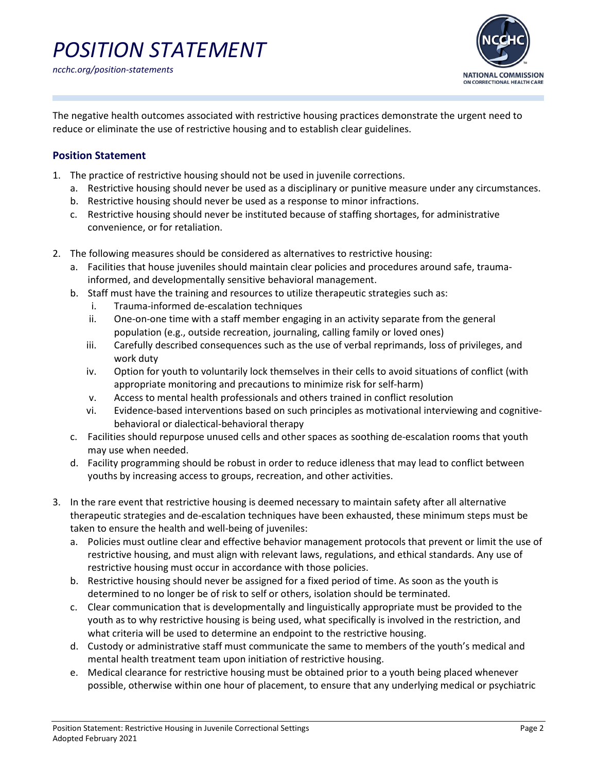The negative health outcomes associated with restrictive housing practices demonstrate the urgent need to reduce or eliminate the use of restrictive housing and to establish clear guidelines.

## Position Statement

1. The practice of restrictive housing should not be used in juvenile corrections.
   a. Restrictive housing should never be used as a disciplinary or punitive measure under any circumstances.
   b. Restrictive housing should never be used as a response to minor infractions.
   c. Restrictive housing should never be instituted because of staffing shortages, for administrative convenience, or for retaliation.

2. The following measures should be considered as alternatives to restrictive housing:
   a. Facilities that house juveniles should maintain clear policies and procedures around safe, trauma-informed, and developmentally sensitive behavioral management.
   b. Staff must have the training and resources to utilize therapeutic strategies such as:
      i. Trauma-informed de-escalation techniques
      ii. One-on-one time with a staff member engaging in an activity separate from the general population (e.g., outside recreation, journaling, calling family or loved ones)
      iii. Carefully described consequences such as the use of verbal reprimands, loss of privileges, and work duty
      iv. Option for youth to voluntarily lock themselves in their cells to avoid situations of conflict (with appropriate monitoring and precautions to minimize risk for self-harm)
      v. Access to mental health professionals and others trained in conflict resolution
      vi. Evidence-based interventions based on such principles as motivational interviewing and cognitive-behavioral or dialectical-behavioral therapy
   c. Facilities should repurpose unused cells and other spaces as soothing de-escalation rooms that youth may use when needed.
   d. Facility programming should be robust in order to reduce idleness that may lead to conflict between youths by increasing access to groups, recreation, and other activities.

3. In the rare event that restrictive housing is deemed necessary to maintain safety after all alternative therapeutic strategies and de-escalation techniques have been exhausted, these minimum steps must be taken to ensure the health and well-being of juveniles:
   a. Policies must outline clear and effective behavior management protocols that prevent or limit the use of restrictive housing, and must align with relevant laws, regulations, and ethical standards. Any use of restrictive housing must occur in accordance with those policies.
   b. Restrictive housing should never be assigned for a fixed period of time. As soon as the youth is determined to no longer be of risk to self or others, isolation should be terminated.
   c. Clear communication that is developmentally and linguistically appropriate must be provided to the youth as to why restrictive housing is being used, what specifically is involved in the restriction, and what criteria will be used to determine an endpoint to the restrictive housing.
   d. Custody or administrative staff must communicate the same to members of the youth's medical and mental health treatment team upon initiation of restrictive housing.
   e. Medical clearance for restrictive housing must be obtained prior to a youth being placed whenever possible, otherwise within one hour of placement, to ensure that any underlying medical or psychiatric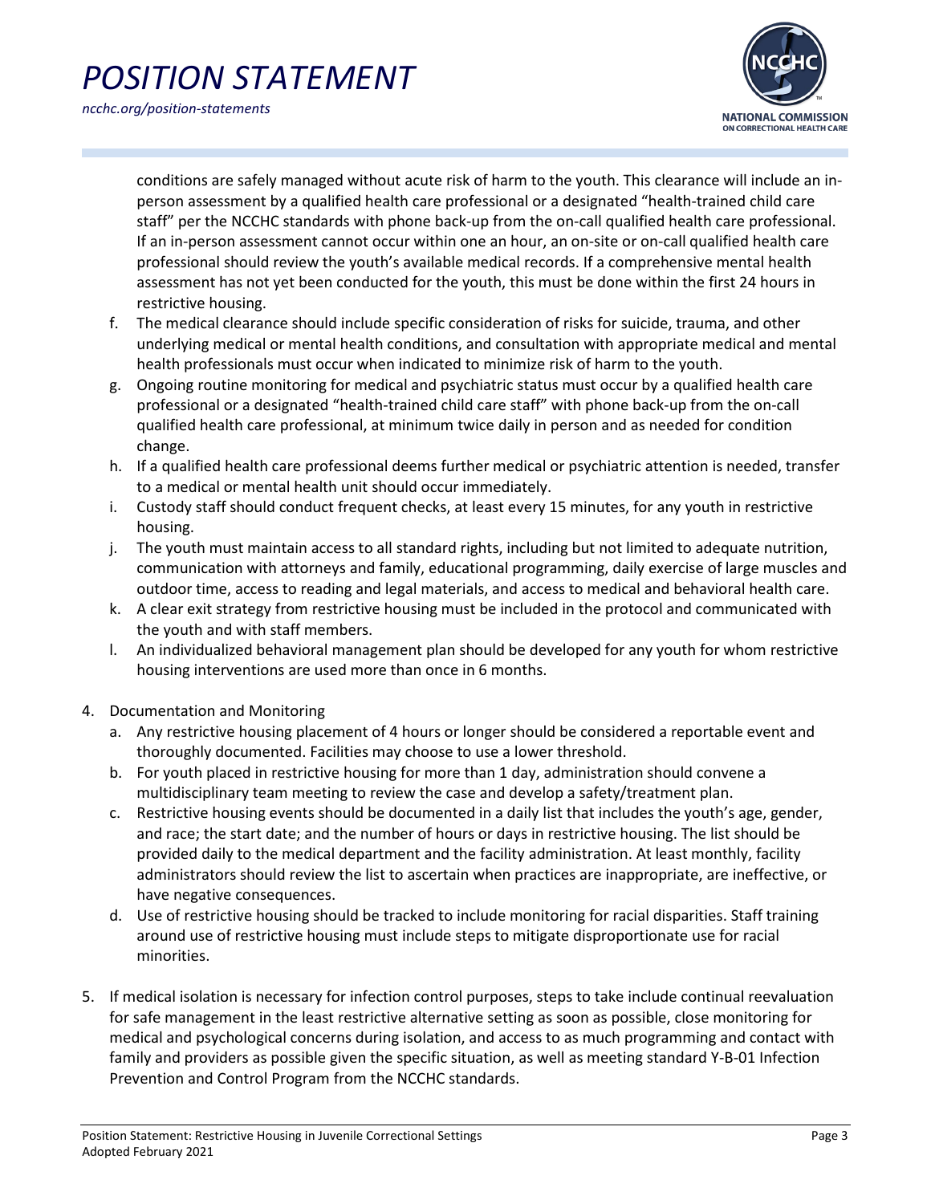conditions are safely managed without acute risk of harm to the youth. This clearance will include an in-person assessment by a qualified health care professional or a designated "health-trained child care staff" per the NCCHC standards with phone back-up from the on-call qualified health care professional. If an in-person assessment cannot occur within one an hour, an on-site or on-call qualified health care professional should review the youth's available medical records. If a comprehensive mental health assessment has not yet been conducted for the youth, this must be done within the first 24 hours in restrictive housing.

f. The medical clearance should include specific consideration of risks for suicide, trauma, and other underlying medical or mental health conditions, and consultation with appropriate medical and mental health professionals must occur when indicated to minimize risk of harm to the youth.
g. Ongoing routine monitoring for medical and psychiatric status must occur by a qualified health care professional or a designated "health-trained child care staff" with phone back-up from the on-call qualified health care professional, at minimum twice daily in person and as needed for condition change.
h. If a qualified health care professional deems further medical or psychiatric attention is needed, transfer to a medical or mental health unit should occur immediately.
i. Custody staff should conduct frequent checks, at least every 15 minutes, for any youth in restrictive housing.
j. The youth must maintain access to all standard rights, including but not limited to adequate nutrition, communication with attorneys and family, educational programming, daily exercise of large muscles and outdoor time, access to reading and legal materials, and access to medical and behavioral health care.
k. A clear exit strategy from restrictive housing must be included in the protocol and communicated with the youth and with staff members.
l. An individualized behavioral management plan should be developed for any youth for whom restrictive housing interventions are used more than once in 6 months.

4. Documentation and Monitoring
   a. Any restrictive housing placement of 4 hours or longer should be considered a reportable event and thoroughly documented. Facilities may choose to use a lower threshold.
   b. For youth placed in restrictive housing for more than 1 day, administration should convene a multidisciplinary team meeting to review the case and develop a safety/treatment plan.
   c. Restrictive housing events should be documented in a daily list that includes the youth's age, gender, and race; the start date; and the number of hours or days in restrictive housing. The list should be provided daily to the medical department and the facility administration. At least monthly, facility administrators should review the list to ascertain when practices are inappropriate, are ineffective, or have negative consequences.
   d. Use of restrictive housing should be tracked to include monitoring for racial disparities. Staff training around use of restrictive housing must include steps to mitigate disproportionate use for racial minorities.

5. If medical isolation is necessary for infection control purposes, steps to take include continual reevaluation for safe management in the least restrictive alternative setting as soon as possible, close monitoring for medical and psychological concerns during isolation, and access to as much programming and contact with family and providers as possible given the specific situation, as well as meeting standard Y-B-01 Infection Prevention and Control Program from the NCCHC standards.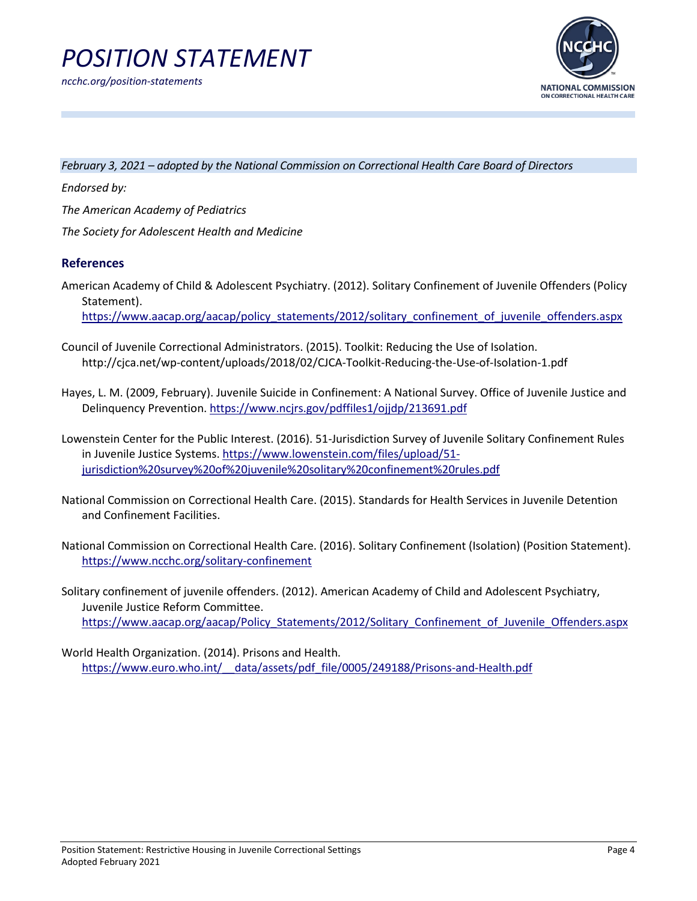# *POSITION STATEMENT*

*ncchc.org/position-statements*

*February 3, 2021 – adopted by the National Commission on Correctional Health Care Board of Directors*

*Endorsed by:*

*The American Academy of Pediatrics*

*The Society for Adolescent Health and Medicine*

## References

American Academy of Child & Adolescent Psychiatry. (2012). Solitary Confinement of Juvenile Offenders (Policy Statement). https://www.aacap.org/aacap/policy_statements/2012/solitary_confinement_of_juvenile_offenders.aspx

Council of Juvenile Correctional Administrators. (2015). Toolkit: Reducing the Use of Isolation. http://cjca.net/wp-content/uploads/2018/02/CJCA-Toolkit-Reducing-the-Use-of-Isolation-1.pdf

Hayes, L. M. (2009, February). Juvenile Suicide in Confinement: A National Survey. Office of Juvenile Justice and Delinquency Prevention. https://www.ncjrs.gov/pdffiles1/ojjdp/213691.pdf

Lowenstein Center for the Public Interest. (2016). 51-Jurisdiction Survey of Juvenile Solitary Confinement Rules in Juvenile Justice Systems. https://www.lowenstein.com/files/upload/51-jurisdiction%20survey%20of%20juvenile%20solitary%20confinement%20rules.pdf

National Commission on Correctional Health Care. (2015). Standards for Health Services in Juvenile Detention and Confinement Facilities.

National Commission on Correctional Health Care. (2016). Solitary Confinement (Isolation) (Position Statement). https://www.ncchc.org/solitary-confinement

Solitary confinement of juvenile offenders. (2012). American Academy of Child and Adolescent Psychiatry, Juvenile Justice Reform Committee. https://www.aacap.org/aacap/Policy_Statements/2012/Solitary_Confinement_of_Juvenile_Offenders.aspx

World Health Organization. (2014). Prisons and Health. https://www.euro.who.int/__data/assets/pdf_file/0005/249188/Prisons-and-Health.pdf